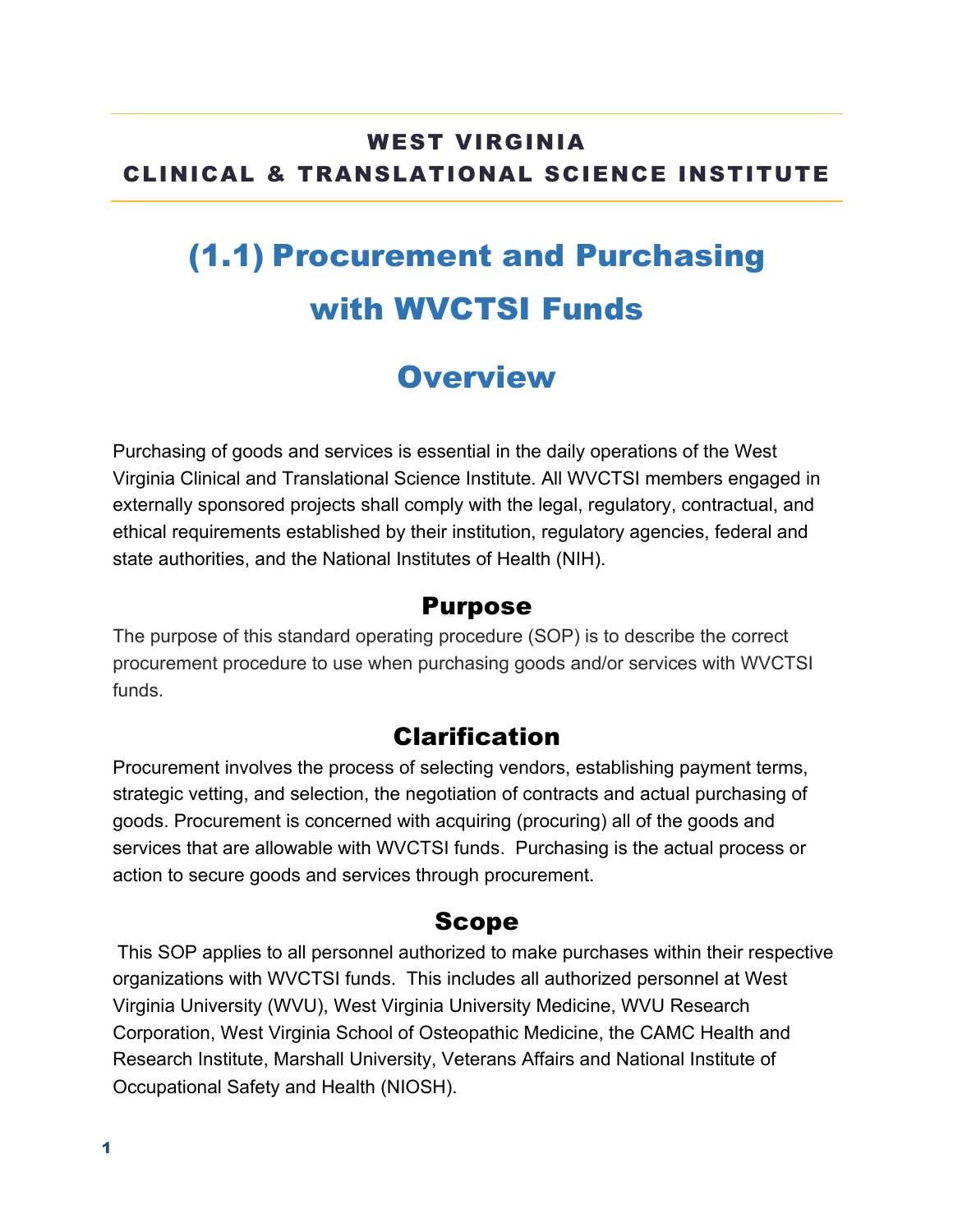**WEST VIRGINIA**
**CLINICAL & TRANSLATIONAL SCIENCE INSTITUTE**

# (1.1) Procurement and Purchasing with WVCTSI Funds

## Overview

Purchasing of goods and services is essential in the daily operations of the West Virginia Clinical and Translational Science Institute. All WVCTSI members engaged in externally sponsored projects shall comply with the legal, regulatory, contractual, and ethical requirements established by their institution, regulatory agencies, federal and state authorities, and the National Institutes of Health (NIH).

### Purpose

The purpose of this standard operating procedure (SOP) is to describe the correct procurement procedure to use when purchasing goods and/or services with WVCTSI funds.

### Clarification

Procurement involves the process of selecting vendors, establishing payment terms, strategic vetting, and selection, the negotiation of contracts and actual purchasing of goods. Procurement is concerned with acquiring (procuring) all of the goods and services that are allowable with WVCTSI funds. Purchasing is the actual process or action to secure goods and services through procurement.

### Scope

This SOP applies to all personnel authorized to make purchases within their respective organizations with WVCTSI funds. This includes all authorized personnel at West Virginia University (WVU), West Virginia University Medicine, WVU Research Corporation, West Virginia School of Osteopathic Medicine, the CAMC Health and Research Institute, Marshall University, Veterans Affairs and National Institute of Occupational Safety and Health (NIOSH).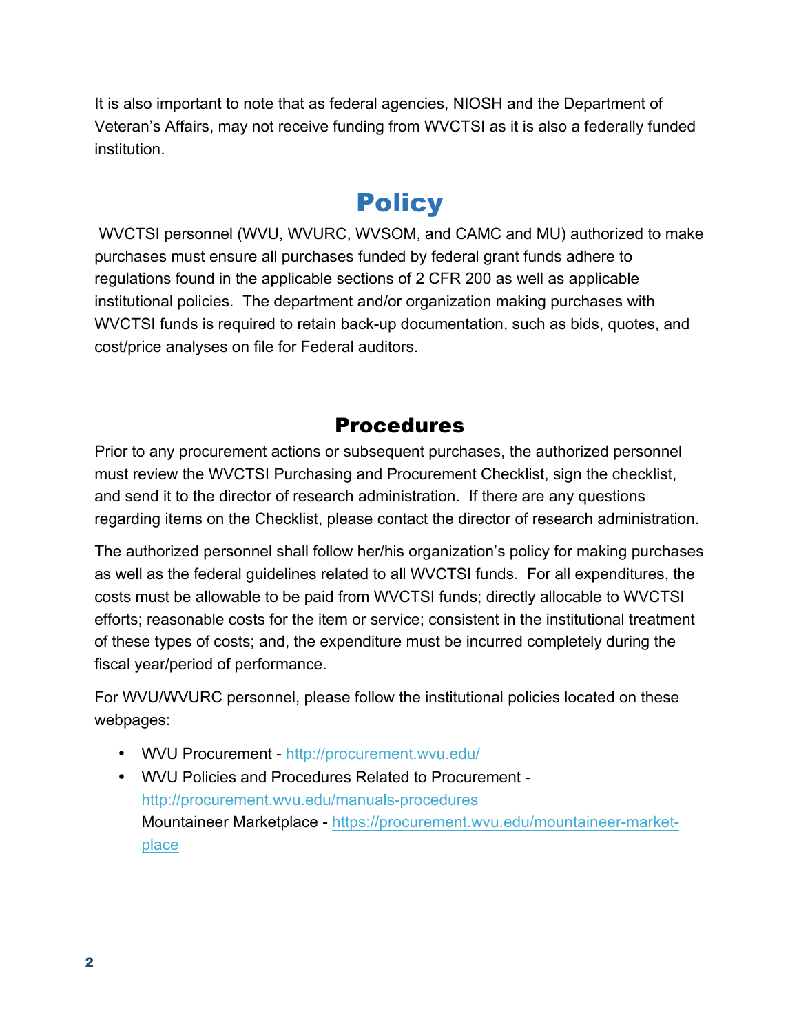It is also important to note that as federal agencies, NIOSH and the Department of Veteran's Affairs, may not receive funding from WVCTSI as it is also a federally funded institution.

# Policy

WVCTSI personnel (WVU, WVURC, WVSOM, and CAMC and MU) authorized to make purchases must ensure all purchases funded by federal grant funds adhere to regulations found in the applicable sections of 2 CFR 200 as well as applicable institutional policies. The department and/or organization making purchases with WVCTSI funds is required to retain back-up documentation, such as bids, quotes, and cost/price analyses on file for Federal auditors.

## Procedures

Prior to any procurement actions or subsequent purchases, the authorized personnel must review the WVCTSI Purchasing and Procurement Checklist, sign the checklist, and send it to the director of research administration. If there are any questions regarding items on the Checklist, please contact the director of research administration.

The authorized personnel shall follow her/his organization's policy for making purchases as well as the federal guidelines related to all WVCTSI funds. For all expenditures, the costs must be allowable to be paid from WVCTSI funds; directly allocable to WVCTSI efforts; reasonable costs for the item or service; consistent in the institutional treatment of these types of costs; and, the expenditure must be incurred completely during the fiscal year/period of performance.

For WVU/WVURC personnel, please follow the institutional policies located on these webpages:

- WVU Procurement - http://procurement.wvu.edu/
- WVU Policies and Procedures Related to Procurement - http://procurement.wvu.edu/manuals-procedures
  Mountaineer Marketplace - https://procurement.wvu.edu/mountaineer-market-place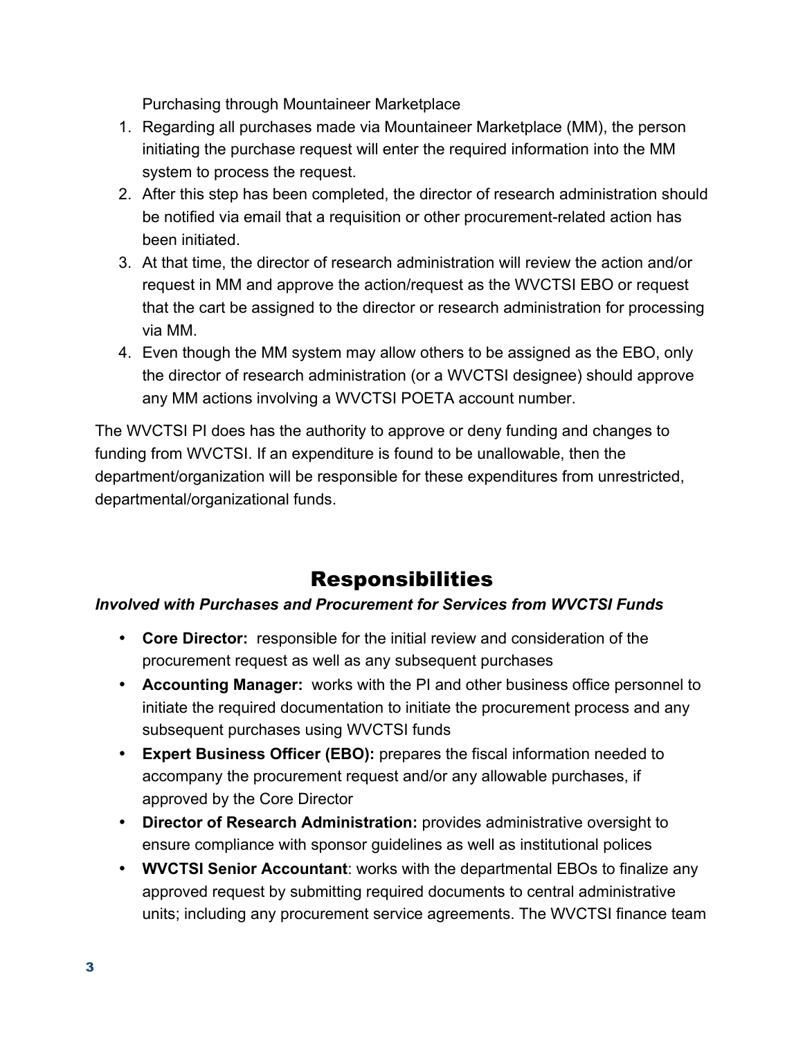Purchasing through Mountaineer Marketplace

1. Regarding all purchases made via Mountaineer Marketplace (MM), the person initiating the purchase request will enter the required information into the MM system to process the request.
2. After this step has been completed, the director of research administration should be notified via email that a requisition or other procurement-related action has been initiated.
3. At that time, the director of research administration will review the action and/or request in MM and approve the action/request as the WVCTSI EBO or request that the cart be assigned to the director or research administration for processing via MM.
4. Even though the MM system may allow others to be assigned as the EBO, only the director of research administration (or a WVCTSI designee) should approve any MM actions involving a WVCTSI POETA account number.

The WVCTSI PI does has the authority to approve or deny funding and changes to funding from WVCTSI. If an expenditure is found to be unallowable, then the department/organization will be responsible for these expenditures from unrestricted, departmental/organizational funds.

# Responsibilities

***Involved with Purchases and Procurement for Services from WVCTSI Funds***

- **Core Director:** responsible for the initial review and consideration of the procurement request as well as any subsequent purchases
- **Accounting Manager:** works with the PI and other business office personnel to initiate the required documentation to initiate the procurement process and any subsequent purchases using WVCTSI funds
- **Expert Business Officer (EBO):** prepares the fiscal information needed to accompany the procurement request and/or any allowable purchases, if approved by the Core Director
- **Director of Research Administration:** provides administrative oversight to ensure compliance with sponsor guidelines as well as institutional polices
- **WVCTSI Senior Accountant**: works with the departmental EBOs to finalize any approved request by submitting required documents to central administrative units; including any procurement service agreements. The WVCTSI finance team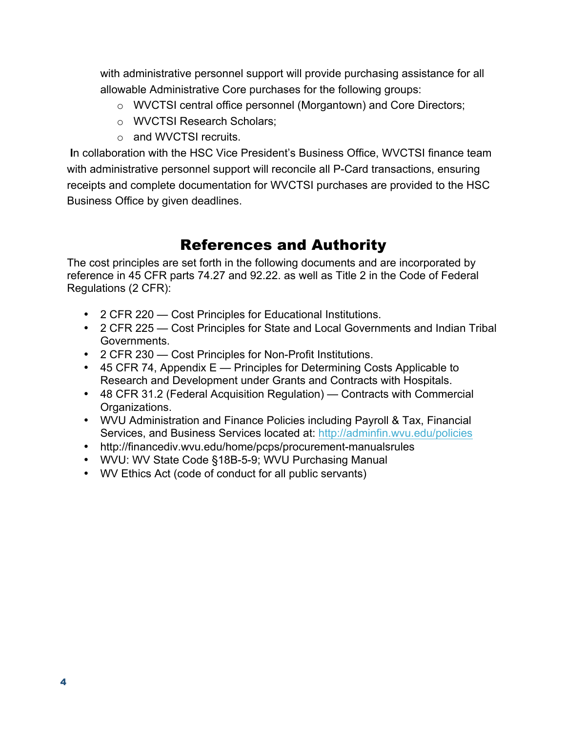with administrative personnel support will provide purchasing assistance for all allowable Administrative Core purchases for the following groups:

- WVCTSI central office personnel (Morgantown) and Core Directors;
- WVCTSI Research Scholars;
- and WVCTSI recruits.

In collaboration with the HSC Vice President's Business Office, WVCTSI finance team with administrative personnel support will reconcile all P-Card transactions, ensuring receipts and complete documentation for WVCTSI purchases are provided to the HSC Business Office by given deadlines.

## References and Authority

The cost principles are set forth in the following documents and are incorporated by reference in 45 CFR parts 74.27 and 92.22. as well as Title 2 in the Code of Federal Regulations (2 CFR):

- 2 CFR 220 — Cost Principles for Educational Institutions.
- 2 CFR 225 — Cost Principles for State and Local Governments and Indian Tribal Governments.
- 2 CFR 230 — Cost Principles for Non-Profit Institutions.
- 45 CFR 74, Appendix E — Principles for Determining Costs Applicable to Research and Development under Grants and Contracts with Hospitals.
- 48 CFR 31.2 (Federal Acquisition Regulation) — Contracts with Commercial Organizations.
- WVU Administration and Finance Policies including Payroll & Tax, Financial Services, and Business Services located at: [http://adminfin.wvu.edu/policies](http://adminfin.wvu.edu/policies)
- http://financediv.wvu.edu/home/pcps/procurement-manualsrules
- WVU: WV State Code §18B-5-9; WVU Purchasing Manual
- WV Ethics Act (code of conduct for all public servants)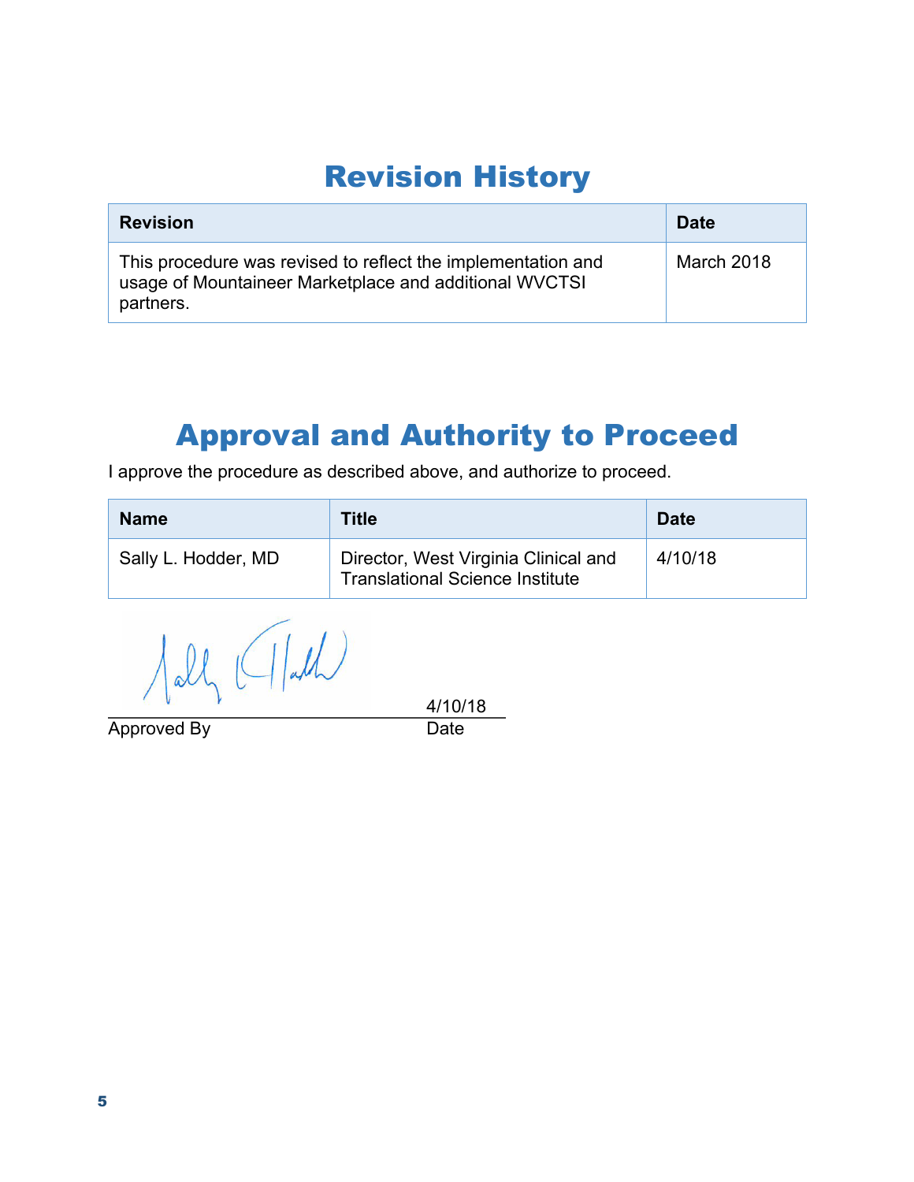# Revision History

| Revision | Date |
|---|---|
| This procedure was revised to reflect the implementation and usage of Mountaineer Marketplace and additional WVCTSI partners. | March 2018 |

# Approval and Authority to Proceed

I approve the procedure as described above, and authorize to proceed.

| Name | Title | Date |
|---|---|---|
| Sally L. Hodder, MD | Director, West Virginia Clinical and Translational Science Institute | 4/10/18 |

Approved By　　　　　　　　　　　　　　　4/10/18
　　　　　　　　　　　　　　　　　　　　Date